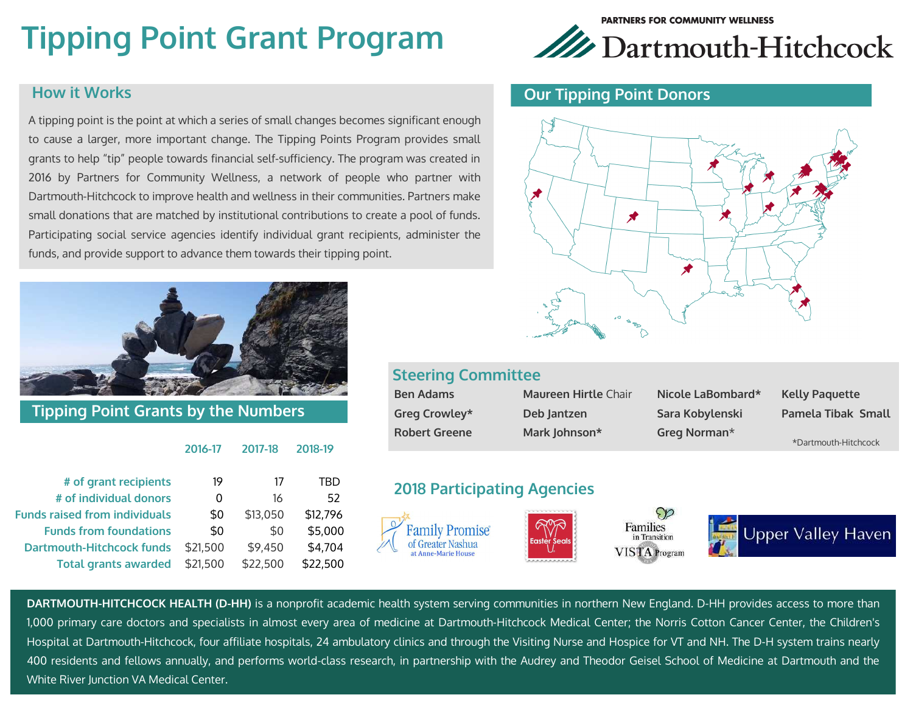# Tipping Point Grant Program

PARTNERS FOR COMMUNITY WELLNESS
Dartmouth-Hitchcock

## How it Works

A tipping point is the point at which a series of small changes becomes significant enough to cause a larger, more important change. The Tipping Points Program provides small grants to help "tip" people towards financial self-sufficiency. The program was created in 2016 by Partners for Community Wellness, a network of people who partner with Dartmouth-Hitchcock to improve health and wellness in their communities. Partners make small donations that are matched by institutional contributions to create a pool of funds. Participating social service agencies identify individual grant recipients, administer the funds, and provide support to advance them towards their tipping point.

## Our Tipping Point Donors

## Tipping Point Grants by the Numbers

| | 2016-17 | 2017-18 | 2018-19 |
|---|---|---|---|
| # of grant recipients | 19 | 17 | TBD |
| # of individual donors | 0 | 16 | 52 |
| Funds raised from individuals | $0 | $13,050 | $12,796 |
| Funds from foundations | $0 | $0 | $5,000 |
| Dartmouth-Hitchcock funds | $21,500 | $9,450 | $4,704 |
| Total grants awarded | $21,500 | $22,500 | $22,500 |

## Steering Committee

| | | | |
|---|---|---|---|
| **Ben Adams** | **Maureen Hirtle** Chair | **Nicole LaBombard*** | **Kelly Paquette** |
| **Greg Crowley*** | **Deb Jantzen** | **Sara Kobylenski** | **Pamela Tibak Small** |
| **Robert Greene** | **Mark Johnson*** | **Greg Norman*** | |

*Dartmouth-Hitchcock

## 2018 Participating Agencies

Family Promise of Greater Nashua at Anne-Marie House

Easter Seals

Families in Transition VISTA Program

Upper Valley Haven

**DARTMOUTH-HITCHCOCK HEALTH (D-HH)** is a nonprofit academic health system serving communities in northern New England. D-HH provides access to more than 1,000 primary care doctors and specialists in almost every area of medicine at Dartmouth-Hitchcock Medical Center; the Norris Cotton Cancer Center, the Children's Hospital at Dartmouth-Hitchcock, four affiliate hospitals, 24 ambulatory clinics and through the Visiting Nurse and Hospice for VT and NH. The D-H system trains nearly 400 residents and fellows annually, and performs world-class research, in partnership with the Audrey and Theodor Geisel School of Medicine at Dartmouth and the White River Junction VA Medical Center.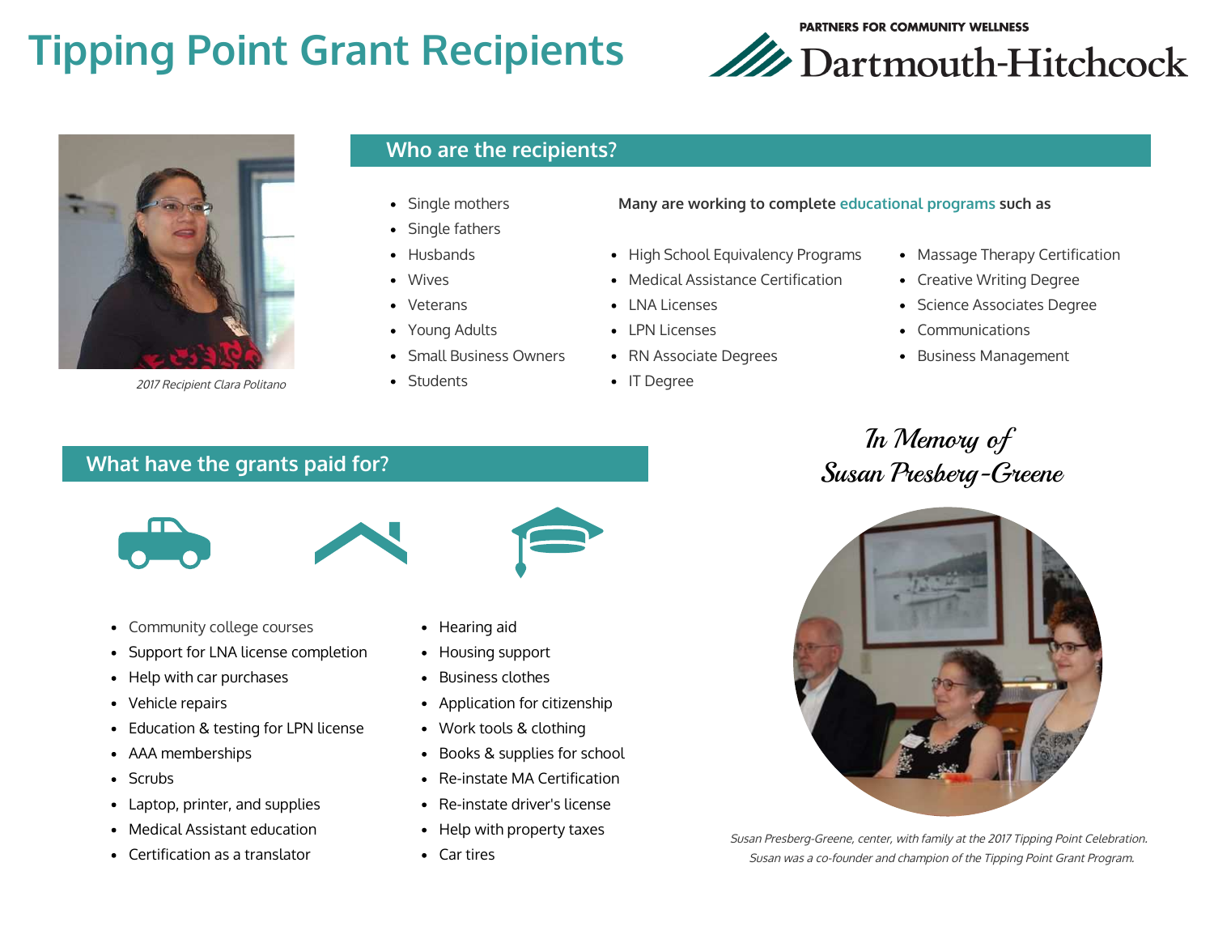# Tipping Point Grant Recipients

**PARTNERS FOR COMMUNITY WELLNESS**
Dartmouth-Hitchcock

*2017 Recipient Clara Politano*

## Who are the recipients?

- Single mothers
- Single fathers
- Husbands
- Wives
- Veterans
- Young Adults
- Small Business Owners
- Students

**Many are working to complete educational programs such as**

- High School Equivalency Programs
- Medical Assistance Certification
- LNA Licenses
- LPN Licenses
- RN Associate Degrees
- IT Degree
- Massage Therapy Certification
- Creative Writing Degree
- Science Associates Degree
- Communications
- Business Management

## What have the grants paid for?

- Community college courses
- Support for LNA license completion
- Help with car purchases
- Vehicle repairs
- Education & testing for LPN license
- AAA memberships
- Scrubs
- Laptop, printer, and supplies
- Medical Assistant education
- Certification as a translator
- Hearing aid
- Housing support
- Business clothes
- Application for citizenship
- Work tools & clothing
- Books & supplies for school
- Re-instate MA Certification
- Re-instate driver's license
- Help with property taxes
- Car tires

## *In Memory of Susan Presberg-Greene*

*Susan Presberg-Greene, center, with family at the 2017 Tipping Point Celebration. Susan was a co-founder and champion of the Tipping Point Grant Program.*